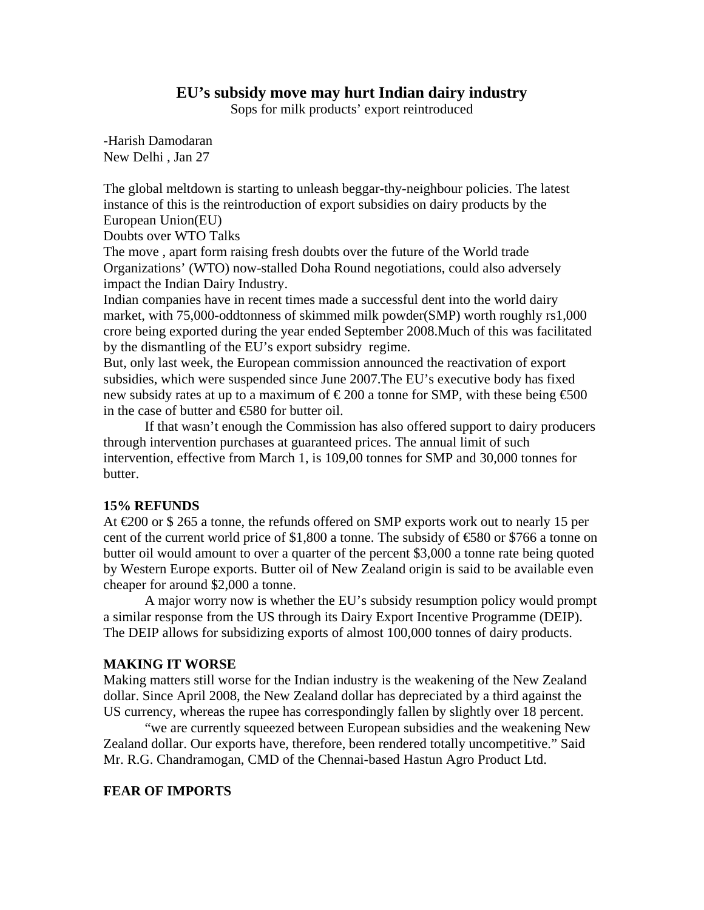# EU's subsidy move may hurt Indian dairy industry

Sops for milk products' export reintroduced

-Harish Damodaran
New Delhi , Jan 27

The global meltdown is starting to unleash beggar-thy-neighbour policies. The latest instance of this is the reintroduction of export subsidies on dairy products by the European Union(EU)

Doubts over WTO Talks

The move , apart form raising fresh doubts over the future of the World trade Organizations' (WTO) now-stalled Doha Round negotiations, could also adversely impact the Indian Dairy Industry.

Indian companies have in recent times made a successful dent into the world dairy market, with 75,000-oddtonness of skimmed milk powder(SMP) worth roughly rs1,000 crore being exported during the year ended September 2008.Much of this was facilitated by the dismantling of the EU's export subsidry regime.

But, only last week, the European commission announced the reactivation of export subsidies, which were suspended since June 2007.The EU's executive body has fixed new subsidy rates at up to a maximum of € 200 a tonne for SMP, with these being €500 in the case of butter and €580 for butter oil.

If that wasn't enough the Commission has also offered support to dairy producers through intervention purchases at guaranteed prices. The annual limit of such intervention, effective from March 1, is 109,00 tonnes for SMP and 30,000 tonnes for butter.

**15% REFUNDS**

At €200 or $ 265 a tonne, the refunds offered on SMP exports work out to nearly 15 per cent of the current world price of $1,800 a tonne. The subsidy of €580 or $766 a tonne on butter oil would amount to over a quarter of the percent $3,000 a tonne rate being quoted by Western Europe exports. Butter oil of New Zealand origin is said to be available even cheaper for around $2,000 a tonne.

A major worry now is whether the EU's subsidy resumption policy would prompt a similar response from the US through its Dairy Export Incentive Programme (DEIP). The DEIP allows for subsidizing exports of almost 100,000 tonnes of dairy products.

**MAKING IT WORSE**

Making matters still worse for the Indian industry is the weakening of the New Zealand dollar. Since April 2008, the New Zealand dollar has depreciated by a third against the US currency, whereas the rupee has correspondingly fallen by slightly over 18 percent.

"we are currently squeezed between European subsidies and the weakening New Zealand dollar. Our exports have, therefore, been rendered totally uncompetitive." Said Mr. R.G. Chandramogan, CMD of the Chennai-based Hastun Agro Product Ltd.

**FEAR OF IMPORTS**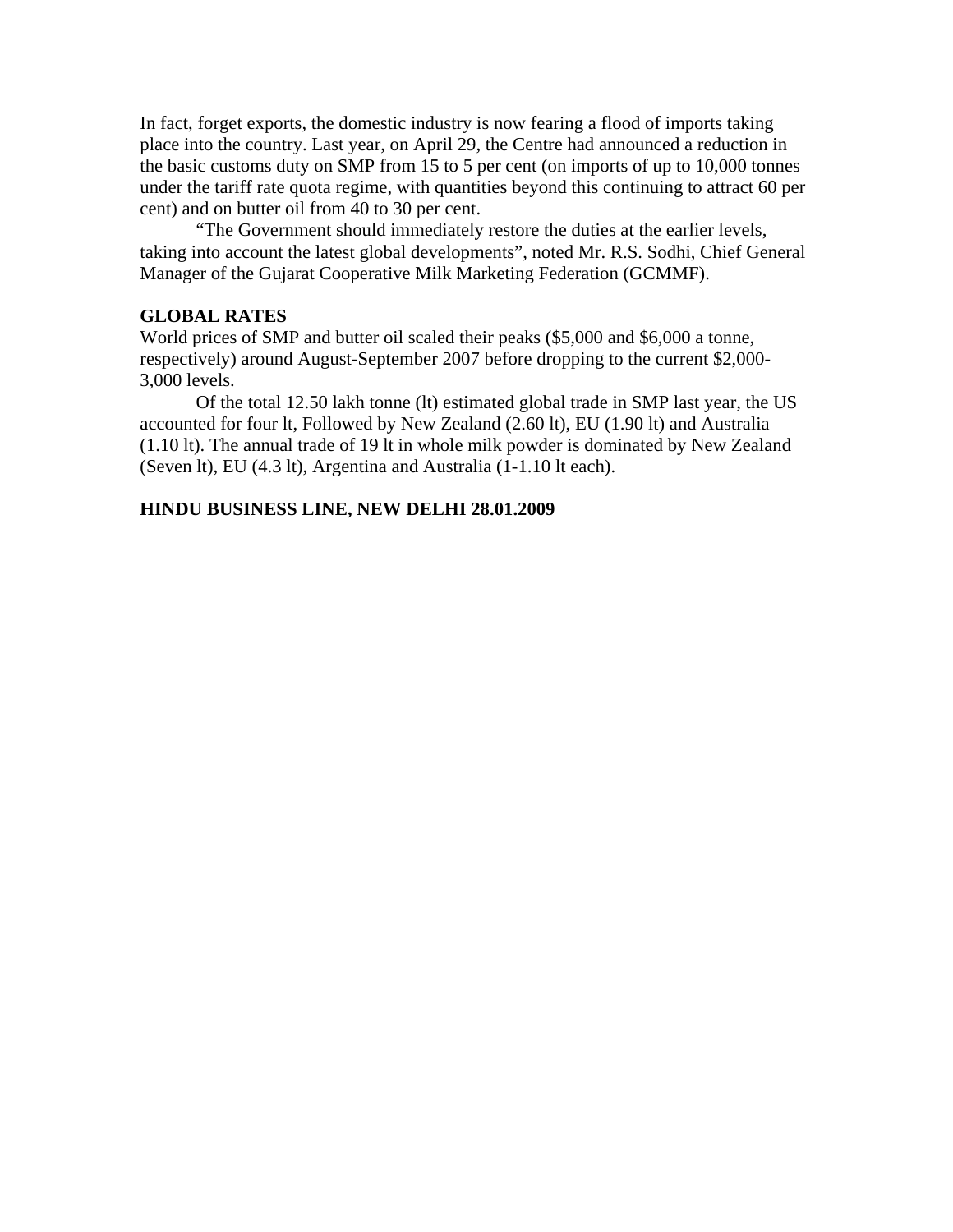In fact, forget exports, the domestic industry is now fearing a flood of imports taking place into the country. Last year, on April 29, the Centre had announced a reduction in the basic customs duty on SMP from 15 to 5 per cent (on imports of up to 10,000 tonnes under the tariff rate quota regime, with quantities beyond this continuing to attract 60 per cent) and on butter oil from 40 to 30 per cent.

"The Government should immediately restore the duties at the earlier levels, taking into account the latest global developments", noted Mr. R.S. Sodhi, Chief General Manager of the Gujarat Cooperative Milk Marketing Federation (GCMMF).

**GLOBAL RATES**

World prices of SMP and butter oil scaled their peaks ($5,000 and $6,000 a tonne, respectively) around August-September 2007 before dropping to the current $2,000-3,000 levels.

Of the total 12.50 lakh tonne (lt) estimated global trade in SMP last year, the US accounted for four lt, Followed by New Zealand (2.60 lt), EU (1.90 lt) and Australia (1.10 lt). The annual trade of 19 lt in whole milk powder is dominated by New Zealand (Seven lt), EU (4.3 lt), Argentina and Australia (1-1.10 lt each).

**HINDU BUSINESS LINE, NEW DELHI 28.01.2009**